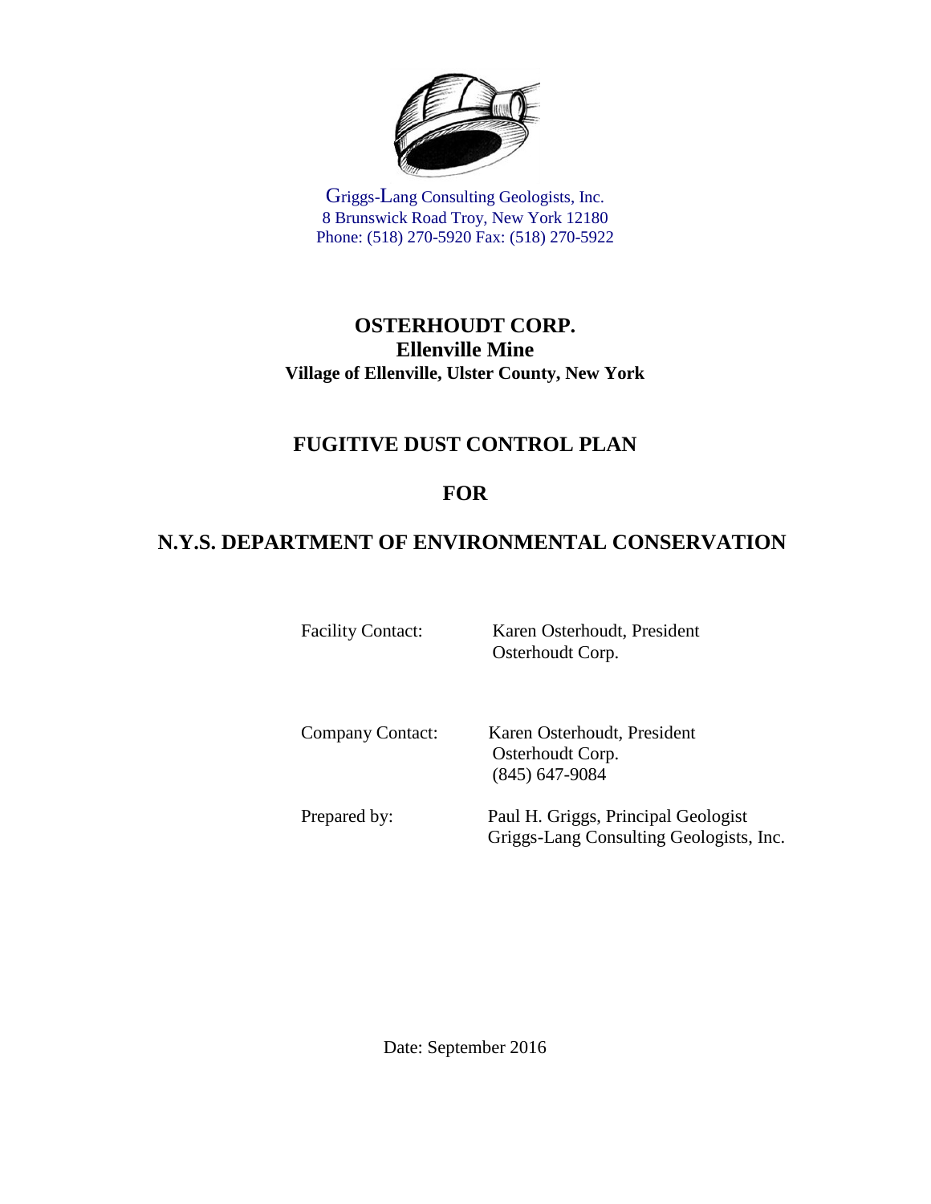Griggs-Lang Consulting Geologists, Inc.
8 Brunswick Road Troy, New York 12180
Phone: (518) 270-5920 Fax: (518) 270-5922

# OSTERHOUDT CORP.

## Ellenville Mine

**Village of Ellenville, Ulster County, New York**

# FUGITIVE DUST CONTROL PLAN

# FOR

# N.Y.S. DEPARTMENT OF ENVIRONMENTAL CONSERVATION

Facility Contact: Karen Osterhoudt, President
Osterhoudt Corp.

Company Contact: Karen Osterhoudt, President
Osterhoudt Corp.
(845) 647-9084

Prepared by: Paul H. Griggs, Principal Geologist
Griggs-Lang Consulting Geologists, Inc.

Date: September 2016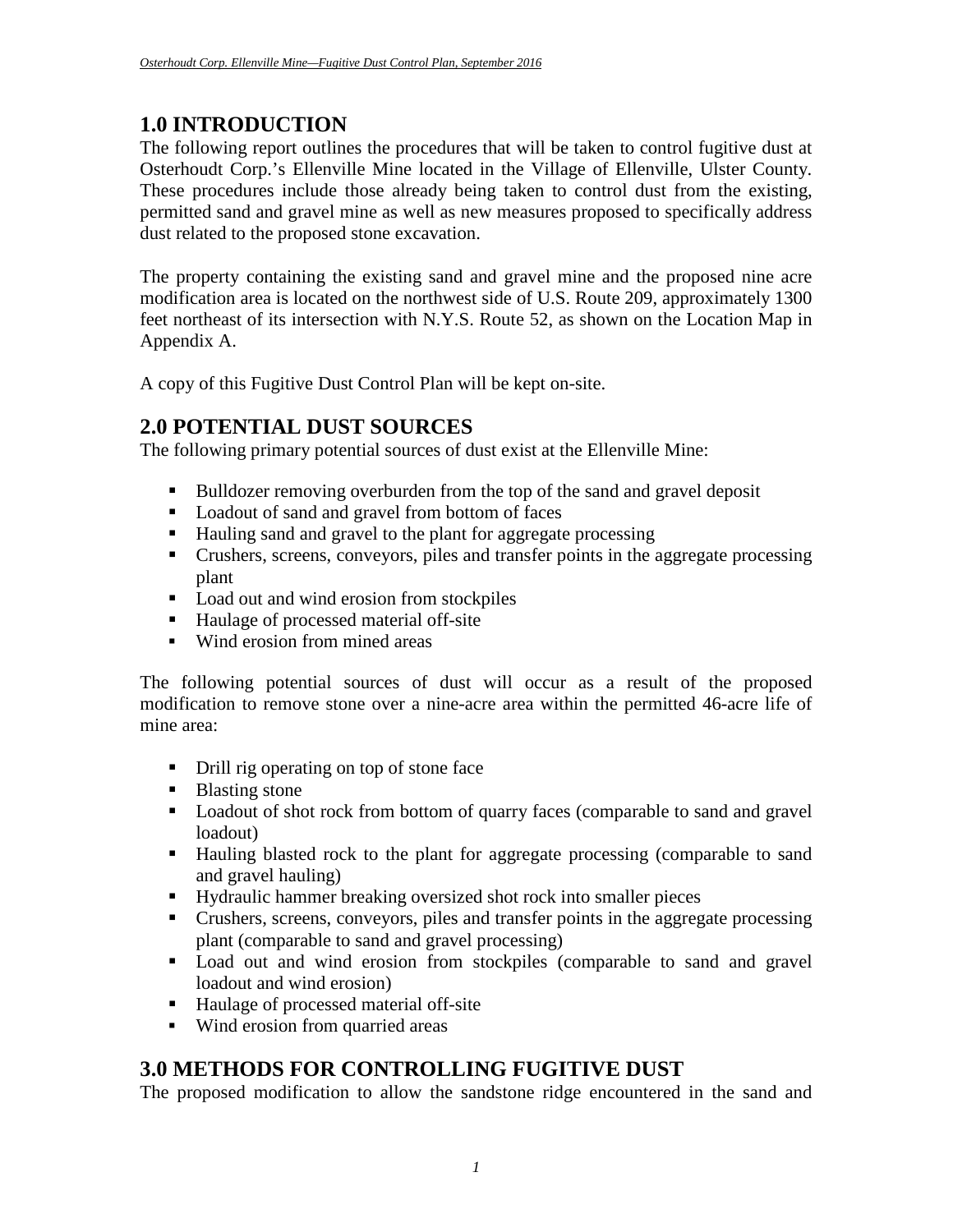## 1.0 INTRODUCTION

The following report outlines the procedures that will be taken to control fugitive dust at Osterhoudt Corp.'s Ellenville Mine located in the Village of Ellenville, Ulster County. These procedures include those already being taken to control dust from the existing, permitted sand and gravel mine as well as new measures proposed to specifically address dust related to the proposed stone excavation.

The property containing the existing sand and gravel mine and the proposed nine acre modification area is located on the northwest side of U.S. Route 209, approximately 1300 feet northeast of its intersection with N.Y.S. Route 52, as shown on the Location Map in Appendix A.

A copy of this Fugitive Dust Control Plan will be kept on-site.

## 2.0 POTENTIAL DUST SOURCES

The following primary potential sources of dust exist at the Ellenville Mine:

- Bulldozer removing overburden from the top of the sand and gravel deposit
- Loadout of sand and gravel from bottom of faces
- Hauling sand and gravel to the plant for aggregate processing
- Crushers, screens, conveyors, piles and transfer points in the aggregate processing plant
- Load out and wind erosion from stockpiles
- Haulage of processed material off-site
- Wind erosion from mined areas

The following potential sources of dust will occur as a result of the proposed modification to remove stone over a nine-acre area within the permitted 46-acre life of mine area:

- Drill rig operating on top of stone face
- Blasting stone
- Loadout of shot rock from bottom of quarry faces (comparable to sand and gravel loadout)
- Hauling blasted rock to the plant for aggregate processing (comparable to sand and gravel hauling)
- Hydraulic hammer breaking oversized shot rock into smaller pieces
- Crushers, screens, conveyors, piles and transfer points in the aggregate processing plant (comparable to sand and gravel processing)
- Load out and wind erosion from stockpiles (comparable to sand and gravel loadout and wind erosion)
- Haulage of processed material off-site
- Wind erosion from quarried areas

## 3.0 METHODS FOR CONTROLLING FUGITIVE DUST

The proposed modification to allow the sandstone ridge encountered in the sand and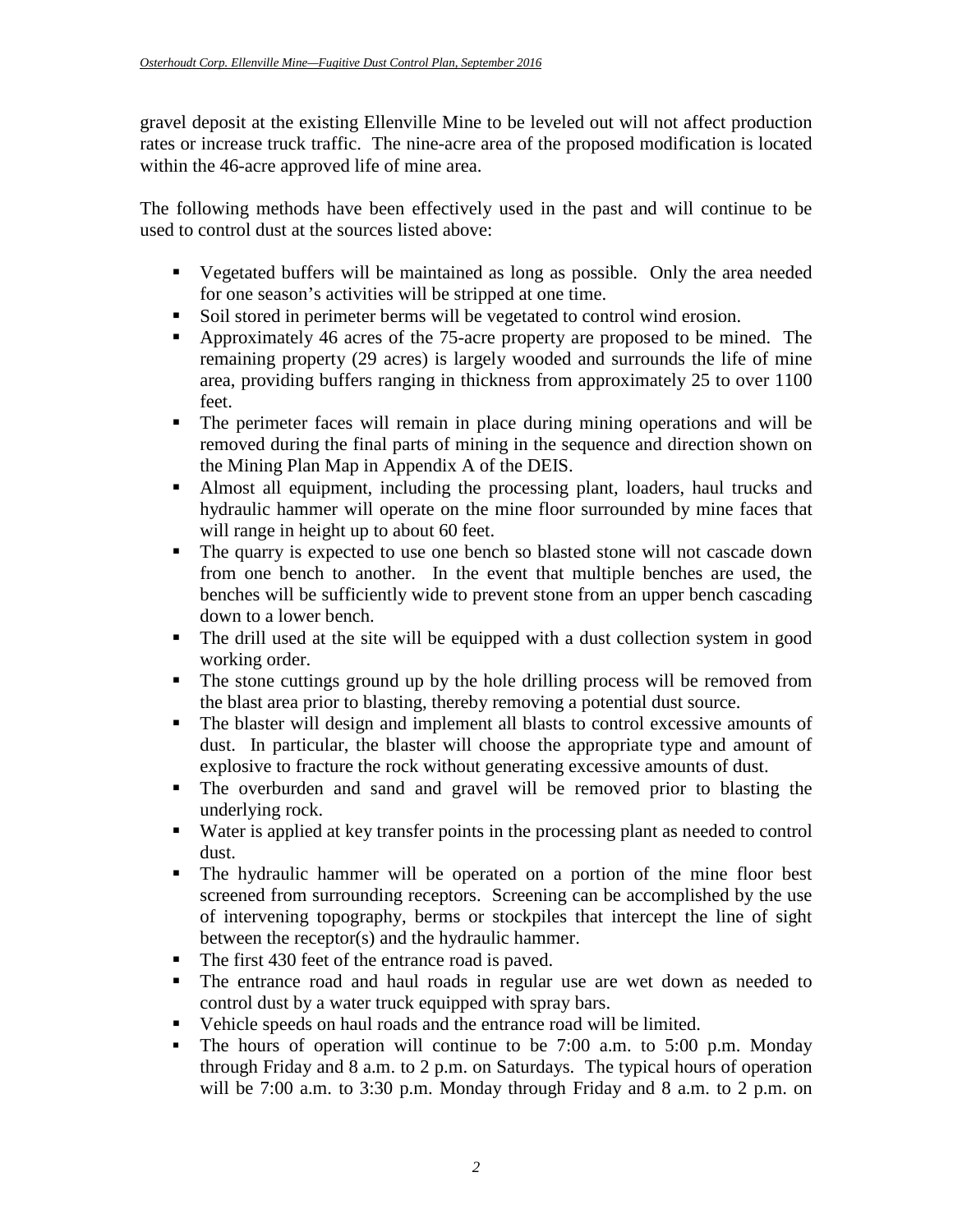gravel deposit at the existing Ellenville Mine to be leveled out will not affect production rates or increase truck traffic. The nine-acre area of the proposed modification is located within the 46-acre approved life of mine area.

The following methods have been effectively used in the past and will continue to be used to control dust at the sources listed above:

- Vegetated buffers will be maintained as long as possible. Only the area needed for one season's activities will be stripped at one time.
- Soil stored in perimeter berms will be vegetated to control wind erosion.
- Approximately 46 acres of the 75-acre property are proposed to be mined. The remaining property (29 acres) is largely wooded and surrounds the life of mine area, providing buffers ranging in thickness from approximately 25 to over 1100 feet.
- The perimeter faces will remain in place during mining operations and will be removed during the final parts of mining in the sequence and direction shown on the Mining Plan Map in Appendix A of the DEIS.
- Almost all equipment, including the processing plant, loaders, haul trucks and hydraulic hammer will operate on the mine floor surrounded by mine faces that will range in height up to about 60 feet.
- The quarry is expected to use one bench so blasted stone will not cascade down from one bench to another. In the event that multiple benches are used, the benches will be sufficiently wide to prevent stone from an upper bench cascading down to a lower bench.
- The drill used at the site will be equipped with a dust collection system in good working order.
- The stone cuttings ground up by the hole drilling process will be removed from the blast area prior to blasting, thereby removing a potential dust source.
- The blaster will design and implement all blasts to control excessive amounts of dust. In particular, the blaster will choose the appropriate type and amount of explosive to fracture the rock without generating excessive amounts of dust.
- The overburden and sand and gravel will be removed prior to blasting the underlying rock.
- Water is applied at key transfer points in the processing plant as needed to control dust.
- The hydraulic hammer will be operated on a portion of the mine floor best screened from surrounding receptors. Screening can be accomplished by the use of intervening topography, berms or stockpiles that intercept the line of sight between the receptor(s) and the hydraulic hammer.
- The first 430 feet of the entrance road is paved.
- The entrance road and haul roads in regular use are wet down as needed to control dust by a water truck equipped with spray bars.
- Vehicle speeds on haul roads and the entrance road will be limited.
- The hours of operation will continue to be 7:00 a.m. to 5:00 p.m. Monday through Friday and 8 a.m. to 2 p.m. on Saturdays. The typical hours of operation will be 7:00 a.m. to 3:30 p.m. Monday through Friday and 8 a.m. to 2 p.m. on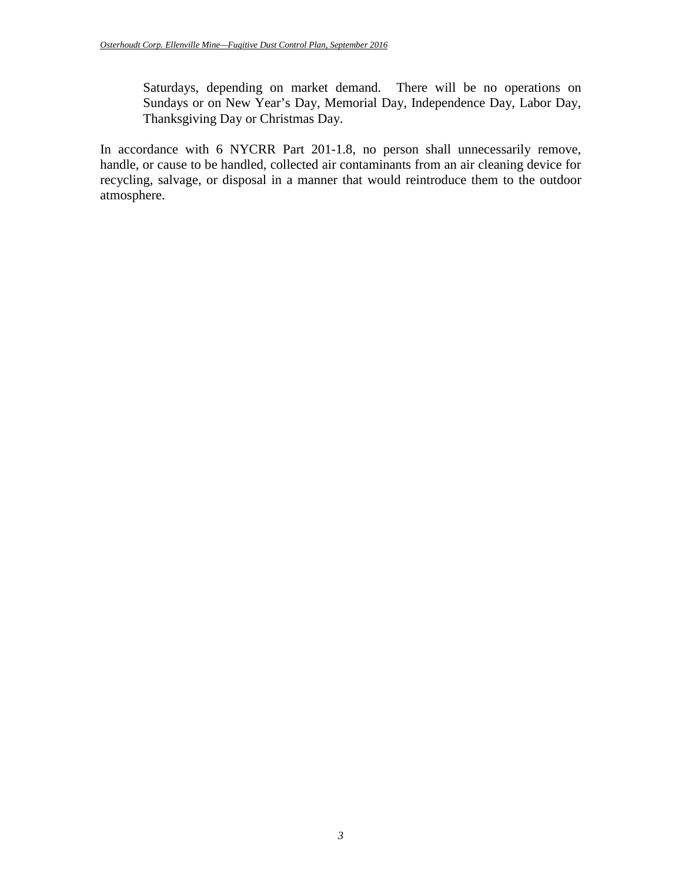Saturdays, depending on market demand. There will be no operations on Sundays or on New Year's Day, Memorial Day, Independence Day, Labor Day, Thanksgiving Day or Christmas Day.

In accordance with 6 NYCRR Part 201-1.8, no person shall unnecessarily remove, handle, or cause to be handled, collected air contaminants from an air cleaning device for recycling, salvage, or disposal in a manner that would reintroduce them to the outdoor atmosphere.